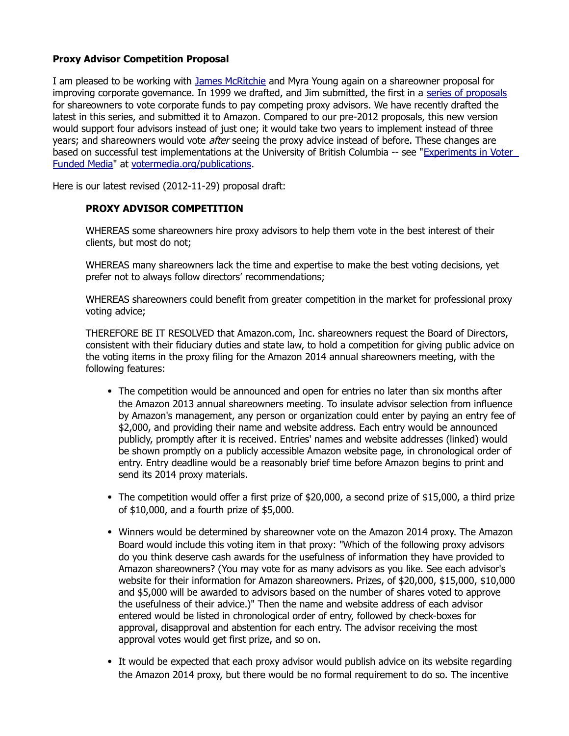**Proxy Advisor Competition Proposal**

I am pleased to be working with [James McRitchie] and Myra Young again on a shareowner proposal for improving corporate governance. In 1999 we drafted, and Jim submitted, the first in a [series of proposals] for shareowners to vote corporate funds to pay competing proxy advisors. We have recently drafted the latest in this series, and submitted it to Amazon. Compared to our pre-2012 proposals, this new version would support four advisors instead of just one; it would take two years to implement instead of three years; and shareowners would vote *after* seeing the proxy advice instead of before. These changes are based on successful test implementations at the University of British Columbia -- see "[Experiments in Voter Funded Media]" at [votermedia.org/publications].

Here is our latest revised (2012-11-29) proposal draft:

> **PROXY ADVISOR COMPETITION**
>
> WHEREAS some shareowners hire proxy advisors to help them vote in the best interest of their clients, but most do not;
>
> WHEREAS many shareowners lack the time and expertise to make the best voting decisions, yet prefer not to always follow directors' recommendations;
>
> WHEREAS shareowners could benefit from greater competition in the market for professional proxy voting advice;
>
> THEREFORE BE IT RESOLVED that Amazon.com, Inc. shareowners request the Board of Directors, consistent with their fiduciary duties and state law, to hold a competition for giving public advice on the voting items in the proxy filing for the Amazon 2014 annual shareowners meeting, with the following features:
>
> - The competition would be announced and open for entries no later than six months after the Amazon 2013 annual shareowners meeting. To insulate advisor selection from influence by Amazon's management, any person or organization could enter by paying an entry fee of $2,000, and providing their name and website address. Each entry would be announced publicly, promptly after it is received. Entries' names and website addresses (linked) would be shown promptly on a publicly accessible Amazon website page, in chronological order of entry. Entry deadline would be a reasonably brief time before Amazon begins to print and send its 2014 proxy materials.
>
> - The competition would offer a first prize of $20,000, a second prize of $15,000, a third prize of $10,000, and a fourth prize of $5,000.
>
> - Winners would be determined by shareowner vote on the Amazon 2014 proxy. The Amazon Board would include this voting item in that proxy: "Which of the following proxy advisors do you think deserve cash awards for the usefulness of information they have provided to Amazon shareowners? (You may vote for as many advisors as you like. See each advisor's website for their information for Amazon shareowners. Prizes, of $20,000, $15,000, $10,000 and $5,000 will be awarded to advisors based on the number of shares voted to approve the usefulness of their advice.)" Then the name and website address of each advisor entered would be listed in chronological order of entry, followed by check-boxes for approval, disapproval and abstention for each entry. The advisor receiving the most approval votes would get first prize, and so on.
>
> - It would be expected that each proxy advisor would publish advice on its website regarding the Amazon 2014 proxy, but there would be no formal requirement to do so. The incentive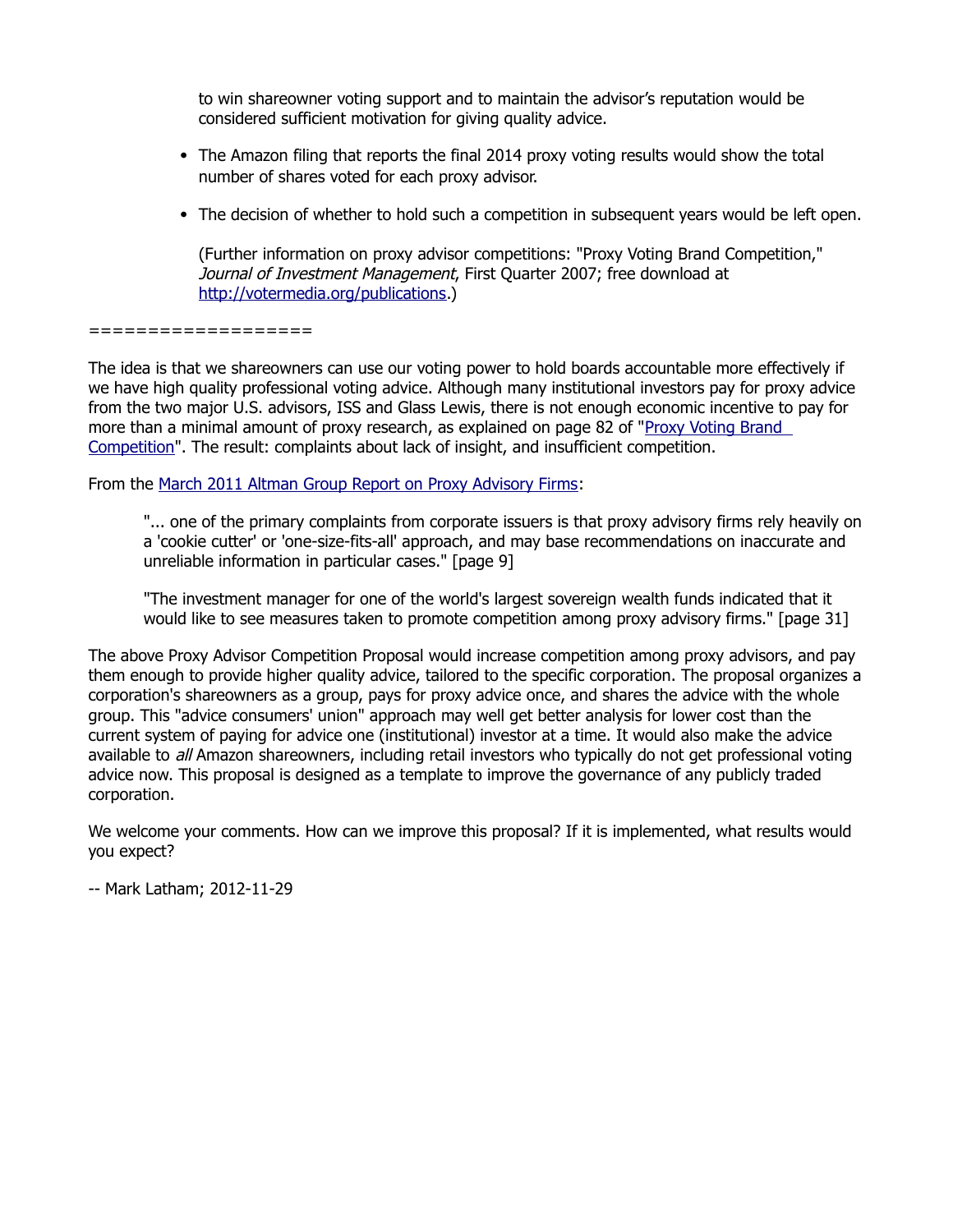to win shareowner voting support and to maintain the advisor's reputation would be considered sufficient motivation for giving quality advice.

- The Amazon filing that reports the final 2014 proxy voting results would show the total number of shares voted for each proxy advisor.
- The decision of whether to hold such a competition in subsequent years would be left open.

  (Further information on proxy advisor competitions: "Proxy Voting Brand Competition," *Journal of Investment Management*, First Quarter 2007; free download at [http://votermedia.org/publications](http://votermedia.org/publications).)

==================

The idea is that we shareowners can use our voting power to hold boards accountable more effectively if we have high quality professional voting advice. Although many institutional investors pay for proxy advice from the two major U.S. advisors, ISS and Glass Lewis, there is not enough economic incentive to pay for more than a minimal amount of proxy research, as explained on page 82 of "[Proxy Voting Brand Competition]()". The result: complaints about lack of insight, and insufficient competition.

From the [March 2011 Altman Group Report on Proxy Advisory Firms]():

> "... one of the primary complaints from corporate issuers is that proxy advisory firms rely heavily on a 'cookie cutter' or 'one-size-fits-all' approach, and may base recommendations on inaccurate and unreliable information in particular cases." [page 9]
>
> "The investment manager for one of the world's largest sovereign wealth funds indicated that it would like to see measures taken to promote competition among proxy advisory firms." [page 31]

The above Proxy Advisor Competition Proposal would increase competition among proxy advisors, and pay them enough to provide higher quality advice, tailored to the specific corporation. The proposal organizes a corporation's shareowners as a group, pays for proxy advice once, and shares the advice with the whole group. This "advice consumers' union" approach may well get better analysis for lower cost than the current system of paying for advice one (institutional) investor at a time. It would also make the advice available to *all* Amazon shareowners, including retail investors who typically do not get professional voting advice now. This proposal is designed as a template to improve the governance of any publicly traded corporation.

We welcome your comments. How can we improve this proposal? If it is implemented, what results would you expect?

-- Mark Latham; 2012-11-29